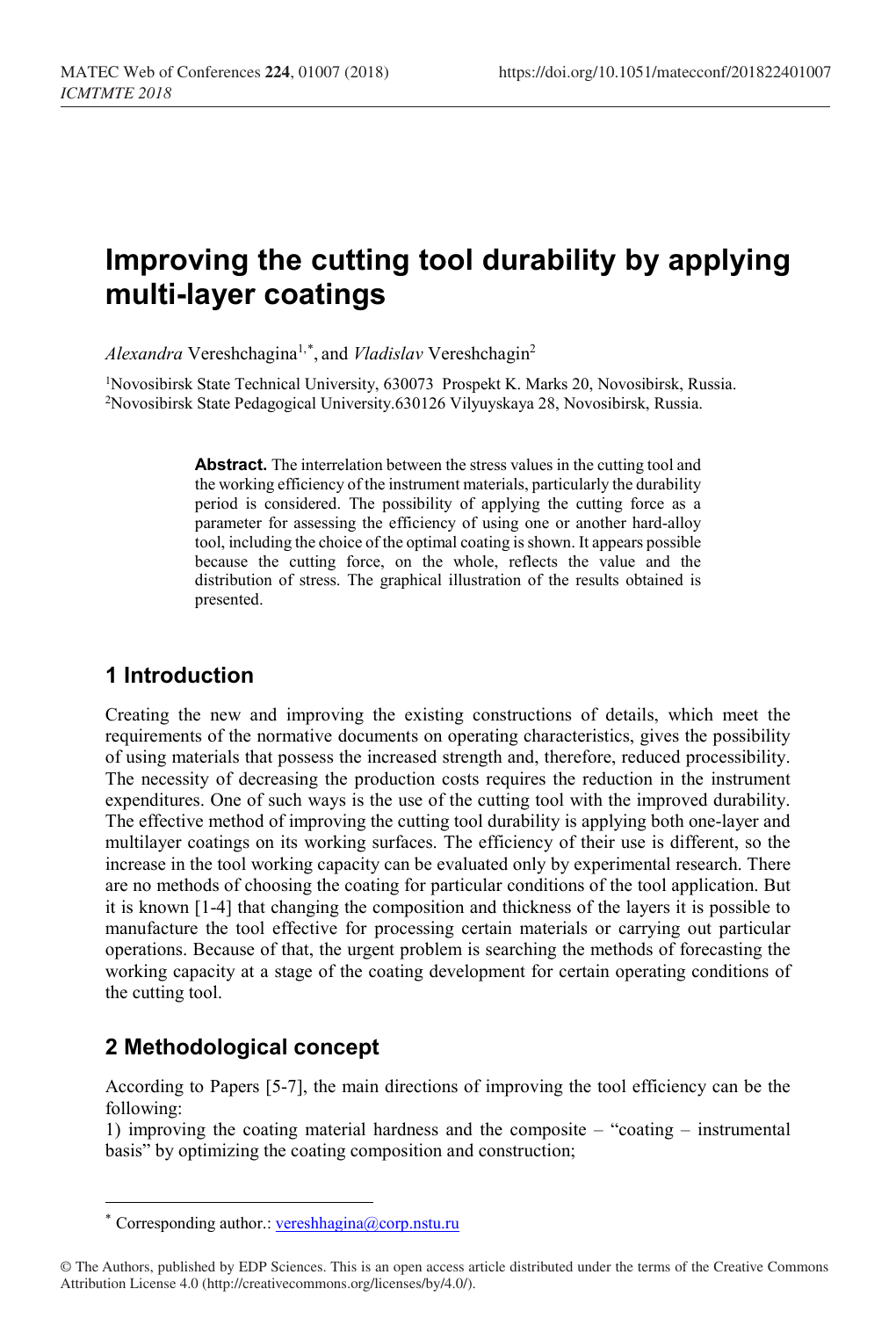# Improving the cutting tool durability by applying multi-layer coatings

*Alexandra* Vereshchagina[1,*], and *Vladislav* Vereshchagin[2]

[1]Novosibirsk State Technical University, 630073 Prospekt K. Marks 20, Novosibirsk, Russia.
[2]Novosibirsk State Pedagogical University.630126 Vilyuyskaya 28, Novosibirsk, Russia.

**Abstract.** The interrelation between the stress values in the cutting tool and the working efficiency of the instrument materials, particularly the durability period is considered. The possibility of applying the cutting force as a parameter for assessing the efficiency of using one or another hard-alloy tool, including the choice of the optimal coating is shown. It appears possible because the cutting force, on the whole, reflects the value and the distribution of stress. The graphical illustration of the results obtained is presented.

## 1 Introduction

Creating the new and improving the existing constructions of details, which meet the requirements of the normative documents on operating characteristics, gives the possibility of using materials that possess the increased strength and, therefore, reduced processibility. The necessity of decreasing the production costs requires the reduction in the instrument expenditures. One of such ways is the use of the cutting tool with the improved durability. The effective method of improving the cutting tool durability is applying both one-layer and multilayer coatings on its working surfaces. The efficiency of their use is different, so the increase in the tool working capacity can be evaluated only by experimental research. There are no methods of choosing the coating for particular conditions of the tool application. But it is known [1-4] that changing the composition and thickness of the layers it is possible to manufacture the tool effective for processing certain materials or carrying out particular operations. Because of that, the urgent problem is searching the methods of forecasting the working capacity at a stage of the coating development for certain operating conditions of the cutting tool.

## 2 Methodological concept

According to Papers [5-7], the main directions of improving the tool efficiency can be the following:
1) improving the coating material hardness and the composite – "coating – instrumental basis" by optimizing the coating composition and construction;

[*] Corresponding author.: vereshhagina@corp.nstu.ru

© The Authors, published by EDP Sciences. This is an open access article distributed under the terms of the Creative Commons Attribution License 4.0 (http://creativecommons.org/licenses/by/4.0/).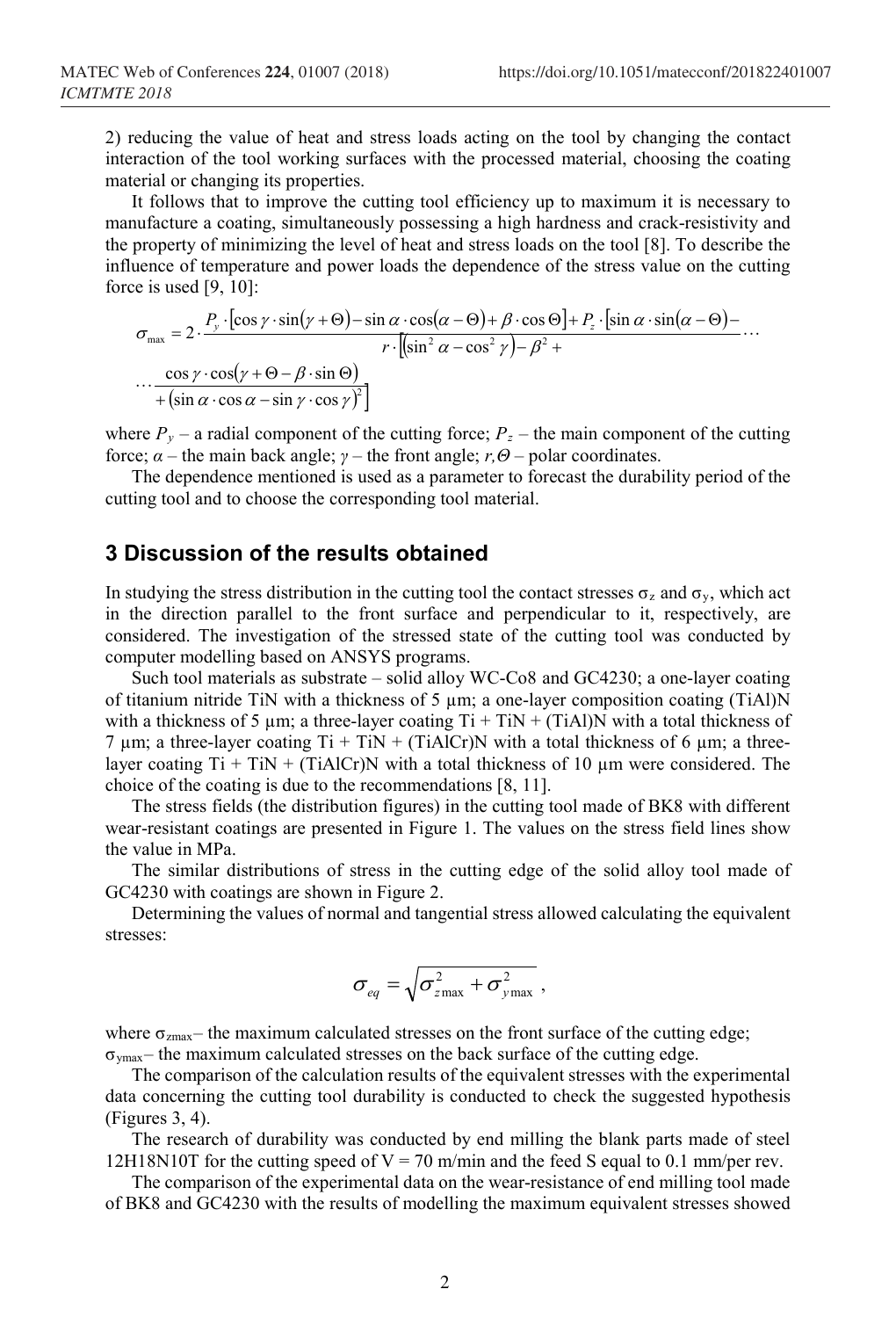2) reducing the value of heat and stress loads acting on the tool by changing the contact interaction of the tool working surfaces with the processed material, choosing the coating material or changing its properties.

It follows that to improve the cutting tool efficiency up to maximum it is necessary to manufacture a coating, simultaneously possessing a high hardness and crack-resistivity and the property of minimizing the level of heat and stress loads on the tool [8]. To describe the influence of temperature and power loads the dependence of the stress value on the cutting force is used [9, 10]:

$$\sigma_{\max} = 2 \cdot \frac{P_y \cdot [\cos\gamma \cdot \sin(\gamma + \Theta) - \sin\alpha \cdot \cos(\alpha - \Theta) + \beta \cdot \cos\Theta] + P_z \cdot [\sin\alpha \cdot \sin(\alpha - \Theta) - }{r \cdot [(\sin^2\alpha - \cos^2\gamma) - \beta^2 + } \cdots$$

$$\cdots \frac{\cos\gamma \cdot \cos(\gamma + \Theta - \beta \cdot \sin\Theta)}{+ (\sin\alpha \cdot \cos\alpha - \sin\gamma \cdot \cos\gamma)^2]}$$

where $P_y$ – a radial component of the cutting force; $P_z$ – the main component of the cutting force; $\alpha$ – the main back angle; $\gamma$ – the front angle; $r, \Theta$ – polar coordinates.

The dependence mentioned is used as a parameter to forecast the durability period of the cutting tool and to choose the corresponding tool material.

## 3 Discussion of the results obtained

In studying the stress distribution in the cutting tool the contact stresses $\sigma_z$ and $\sigma_y$, which act in the direction parallel to the front surface and perpendicular to it, respectively, are considered. The investigation of the stressed state of the cutting tool was conducted by computer modelling based on ANSYS programs.

Such tool materials as substrate – solid alloy WC-Co8 and GC4230; a one-layer coating of titanium nitride TiN with a thickness of 5 µm; a one-layer composition coating (TiAl)N with a thickness of 5 µm; a three-layer coating Ti + TiN + (TiAl)N with a total thickness of 7 µm; a three-layer coating Ti + TiN + (TiAlCr)N with a total thickness of 6 µm; a three-layer coating Ti + TiN + (TiAlCr)N with a total thickness of 10 µm were considered. The choice of the coating is due to the recommendations [8, 11].

The stress fields (the distribution figures) in the cutting tool made of BK8 with different wear-resistant coatings are presented in Figure 1. The values on the stress field lines show the value in MPa.

The similar distributions of stress in the cutting edge of the solid alloy tool made of GC4230 with coatings are shown in Figure 2.

Determining the values of normal and tangential stress allowed calculating the equivalent stresses:

$$\sigma_{eq} = \sqrt{\sigma_{z\max}^2 + \sigma_{y\max}^2},$$

where $\sigma_{z\max}$– the maximum calculated stresses on the front surface of the cutting edge; $\sigma_{y\max}$– the maximum calculated stresses on the back surface of the cutting edge.

The comparison of the calculation results of the equivalent stresses with the experimental data concerning the cutting tool durability is conducted to check the suggested hypothesis (Figures 3, 4).

The research of durability was conducted by end milling the blank parts made of steel 12H18N10T for the cutting speed of V = 70 m/min and the feed S equal to 0.1 mm/per rev.

The comparison of the experimental data on the wear-resistance of end milling tool made of BK8 and GC4230 with the results of modelling the maximum equivalent stresses showed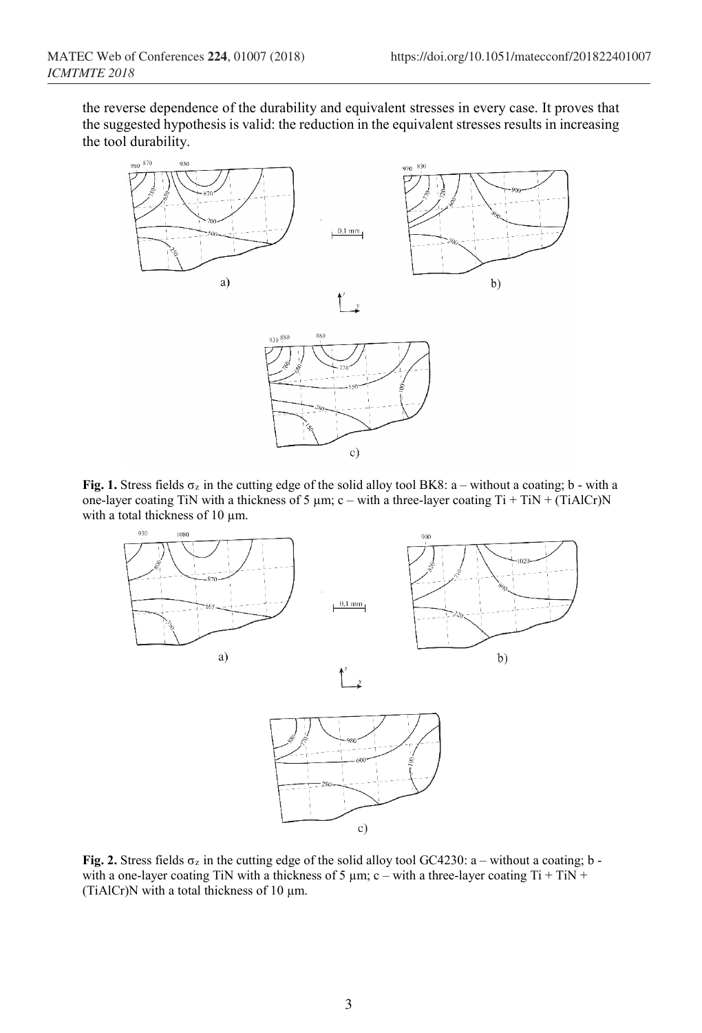the reverse dependence of the durability and equivalent stresses in every case. It proves that the suggested hypothesis is valid: the reduction in the equivalent stresses results in increasing the tool durability.

**Fig. 1.** Stress fields $\sigma_z$ in the cutting edge of the solid alloy tool BK8: a – without a coating; b - with a one-layer coating TiN with a thickness of 5 µm; c – with a three-layer coating Ti + TiN + (TiAlCr)N with a total thickness of 10 µm.

**Fig. 2.** Stress fields $\sigma_z$ in the cutting edge of the solid alloy tool GC4230: a – without a coating; b - with a one-layer coating TiN with a thickness of 5 µm; c – with a three-layer coating Ti + TiN + (TiAlCr)N with a total thickness of 10 µm.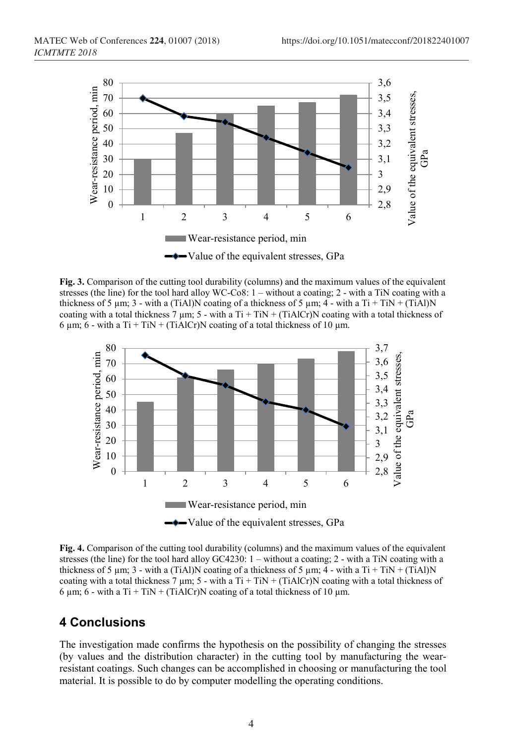**Fig. 3.** Comparison of the cutting tool durability (columns) and the maximum values of the equivalent stresses (the line) for the tool hard alloy WC-Co8: 1 – without a coating; 2 - with a TiN coating with a thickness of 5 µm; 3 - with a (TiAl)N coating of a thickness of 5 µm; 4 - with a Ti + TiN + (TiAl)N coating with a total thickness 7 µm; 5 - with a Ti + TiN + (TiAlCr)N coating with a total thickness of 6 µm; 6 - with a Ti + TiN + (TiAlCr)N coating of a total thickness of 10 µm.

**Fig. 4.** Comparison of the cutting tool durability (columns) and the maximum values of the equivalent stresses (the line) for the tool hard alloy GC4230: 1 – without a coating; 2 - with a TiN coating with a thickness of 5 µm; 3 - with a (TiAl)N coating of a thickness of 5 µm; 4 - with a Ti + TiN + (TiAl)N coating with a total thickness 7 µm; 5 - with a Ti + TiN + (TiAlCr)N coating with a total thickness of 6 µm; 6 - with a Ti + TiN + (TiAlCr)N coating of a total thickness of 10 µm.

## 4 Conclusions

The investigation made confirms the hypothesis on the possibility of changing the stresses (by values and the distribution character) in the cutting tool by manufacturing the wear-resistant coatings. Such changes can be accomplished in choosing or manufacturing the tool material. It is possible to do by computer modelling the operating conditions.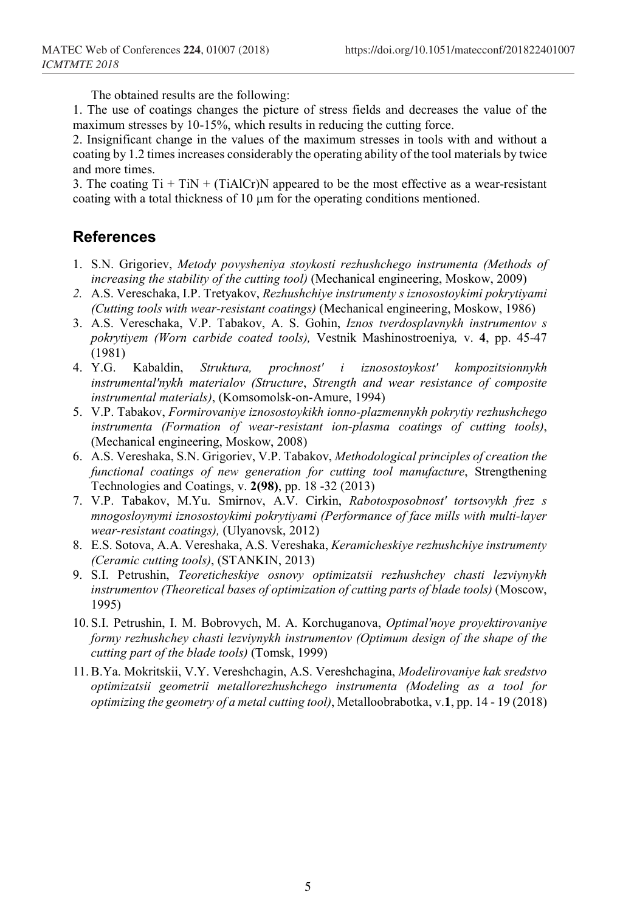The obtained results are the following:

1. The use of coatings changes the picture of stress fields and decreases the value of the maximum stresses by 10-15%, which results in reducing the cutting force.
2. Insignificant change in the values of the maximum stresses in tools with and without a coating by 1.2 times increases considerably the operating ability of the tool materials by twice and more times.
3. The coating Ti + TiN + (TiAlCr)N appeared to be the most effective as a wear-resistant coating with a total thickness of 10 µm for the operating conditions mentioned.

## References

1. S.N. Grigoriev, *Metody povysheniya stoykosti rezhushchego instrumenta (Methods of increasing the stability of the cutting tool)* (Mechanical engineering, Moskow, 2009)
2. A.S. Vereschaka, I.P. Tretyakov, *Rezhushchiye instrumenty s iznosostoykimi pokrytiyami (Cutting tools with wear-resistant coatings)* (Mechanical engineering, Moskow, 1986)
3. A.S. Vereschaka, V.P. Tabakov, A. S. Gohin, *Iznos tverdosplavnykh instrumentov s pokrytiyem (Worn carbide coated tools),* Vestnik Mashinostroeniya*,* v. **4**, pp. 45-47 (1981)
4. Y.G. Kabaldin, *Struktura, prochnost' i iznosostoykost' kompozitsionnykh instrumental'nykh materialov (Structure*, *Strength and wear resistance of composite instrumental materials)*, (Komsomolsk-on-Amure, 1994)
5. V.P. Tabakov, *Formirovaniye iznosostoykikh ionno-plazmennykh pokrytiy rezhushchego instrumenta (Formation of wear-resistant ion-plasma coatings of cutting tools)*, (Mechanical engineering, Moskow, 2008)
6. A.S. Vereshaka, S.N. Grigoriev, V.P. Tabakov, *Methodological principles of creation the functional coatings of new generation for cutting tool manufacture*, Strengthening Technologies and Coatings, v. **2(98)**, pp. 18 -32 (2013)
7. V.P. Tabakov, M.Yu. Smirnov, A.V. Cirkin, *Rabotosposobnost' tortsovykh frez s mnogosloynymi iznosostoykimi pokrytiyami (Performance of face mills with multi-layer wear-resistant coatings),* (Ulyanovsk, 2012)
8. E.S. Sotova, A.A. Vereshaka, A.S. Vereshaka, *Keramicheskiye rezhushchiye instrumenty (Ceramic cutting tools)*, (STANKIN, 2013)
9. S.I. Petrushin, *Teoreticheskiye osnovy optimizatsii rezhushchey chasti lezviynykh instrumentov (Theoretical bases of optimization of cutting parts of blade tools)* (Moscow, 1995)
10. S.I. Petrushin, I. M. Bobrovych, M. A. Korchuganova, *Optimal'noye proyektirovaniye formy rezhushchey chasti lezviynykh instrumentov (Optimum design of the shape of the cutting part of the blade tools)* (Tomsk, 1999)
11. B.Ya. Mokritskii, V.Y. Vereshchagin, A.S. Vereshchagina, *Modelirovaniye kak sredstvo optimizatsii geometrii metallorezhushchego instrumenta (Modeling as a tool for optimizing the geometry of a metal cutting tool)*, Metalloobrabotka, v.**1**, pp. 14 - 19 (2018)